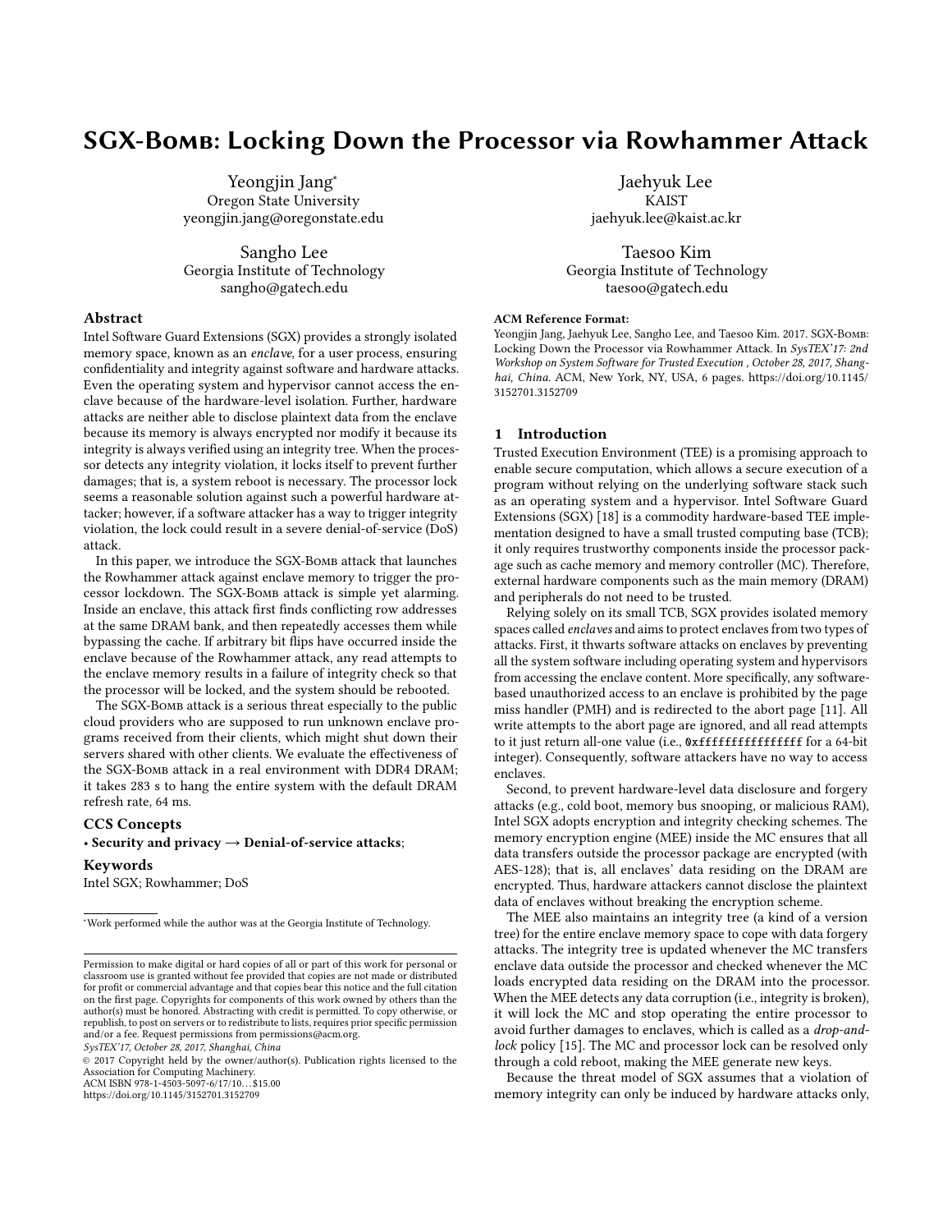# SGX-Bomb: Locking Down the Processor via Rowhammer Attack

Yeongjin Jang*
Oregon State University
yeongjin.jang@oregonstate.edu

Jaehyuk Lee
KAIST
jaehyuk.lee@kaist.ac.kr

Sangho Lee
Georgia Institute of Technology
sangho@gatech.edu

Taesoo Kim
Georgia Institute of Technology
taesoo@gatech.edu

## Abstract

Intel Software Guard Extensions (SGX) provides a strongly isolated memory space, known as an *enclave*, for a user process, ensuring confidentiality and integrity against software and hardware attacks. Even the operating system and hypervisor cannot access the enclave because of the hardware-level isolation. Further, hardware attacks are neither able to disclose plaintext data from the enclave because its memory is always encrypted nor modify it because its integrity is always verified using an integrity tree. When the processor detects any integrity violation, it locks itself to prevent further damages; that is, a system reboot is necessary. The processor lock seems a reasonable solution against such a powerful hardware attacker; however, if a software attacker has a way to trigger integrity violation, the lock could result in a severe denial-of-service (DoS) attack.

In this paper, we introduce the SGX-Bomb attack that launches the Rowhammer attack against enclave memory to trigger the processor lockdown. The SGX-Bomb attack is simple yet alarming. Inside an enclave, this attack first finds conflicting row addresses at the same DRAM bank, and then repeatedly accesses them while bypassing the cache. If arbitrary bit flips have occurred inside the enclave because of the Rowhammer attack, any read attempts to the enclave memory results in a failure of integrity check so that the processor will be locked, and the system should be rebooted.

The SGX-Bomb attack is a serious threat especially to the public cloud providers who are supposed to run unknown enclave programs received from their clients, which might shut down their servers shared with other clients. We evaluate the effectiveness of the SGX-Bomb attack in a real environment with DDR4 DRAM; it takes 283 s to hang the entire system with the default DRAM refresh rate, 64 ms.

### CCS Concepts

• **Security and privacy → Denial-of-service attacks**;

### Keywords

Intel SGX; Rowhammer; DoS

*Work performed while the author was at the Georgia Institute of Technology.

Permission to make digital or hard copies of all or part of this work for personal or classroom use is granted without fee provided that copies are not made or distributed for profit or commercial advantage and that copies bear this notice and the full citation on the first page. Copyrights for components of this work owned by others than the author(s) must be honored. Abstracting with credit is permitted. To copy otherwise, or republish, to post on servers or to redistribute to lists, requires prior specific permission and/or a fee. Request permissions from permissions@acm.org.
*SysTEX'17, October 28, 2017, Shanghai, China*
© 2017 Copyright held by the owner/author(s). Publication rights licensed to the Association for Computing Machinery.
ACM ISBN 978-1-4503-5097-6/17/10...$15.00
https://doi.org/10.1145/3152701.3152709

**ACM Reference Format:**
Yeongjin Jang, Jaehyuk Lee, Sangho Lee, and Taesoo Kim. 2017. SGX-Bomb: Locking Down the Processor via Rowhammer Attack. In *SysTEX'17: 2nd Workshop on System Software for Trusted Execution , October 28, 2017, Shanghai, China.* ACM, New York, NY, USA, 6 pages. https://doi.org/10.1145/3152701.3152709

## 1 Introduction

Trusted Execution Environment (TEE) is a promising approach to enable secure computation, which allows a secure execution of a program without relying on the underlying software stack such as an operating system and a hypervisor. Intel Software Guard Extensions (SGX) [18] is a commodity hardware-based TEE implementation designed to have a small trusted computing base (TCB); it only requires trustworthy components inside the processor package such as cache memory and memory controller (MC). Therefore, external hardware components such as the main memory (DRAM) and peripherals do not need to be trusted.

Relying solely on its small TCB, SGX provides isolated memory spaces called *enclaves* and aims to protect enclaves from two types of attacks. First, it thwarts software attacks on enclaves by preventing all the system software including operating system and hypervisors from accessing the enclave content. More specifically, any software-based unauthorized access to an enclave is prohibited by the page miss handler (PMH) and is redirected to the abort page [11]. All write attempts to the abort page are ignored, and all read attempts to it just return all-one value (i.e., `0xffffffffffffffff` for a 64-bit integer). Consequently, software attackers have no way to access enclaves.

Second, to prevent hardware-level data disclosure and forgery attacks (e.g., cold boot, memory bus snooping, or malicious RAM), Intel SGX adopts encryption and integrity checking schemes. The memory encryption engine (MEE) inside the MC ensures that all data transfers outside the processor package are encrypted (with AES-128); that is, all enclaves' data residing on the DRAM are encrypted. Thus, hardware attackers cannot disclose the plaintext data of enclaves without breaking the encryption scheme.

The MEE also maintains an integrity tree (a kind of a version tree) for the entire enclave memory space to cope with data forgery attacks. The integrity tree is updated whenever the MC transfers enclave data outside the processor and checked whenever the MC loads encrypted data residing on the DRAM into the processor. When the MEE detects any data corruption (i.e., integrity is broken), it will lock the MC and stop operating the entire processor to avoid further damages to enclaves, which is called as a *drop-and-lock* policy [15]. The MC and processor lock can be resolved only through a cold reboot, making the MEE generate new keys.

Because the threat model of SGX assumes that a violation of memory integrity can only be induced by hardware attacks only,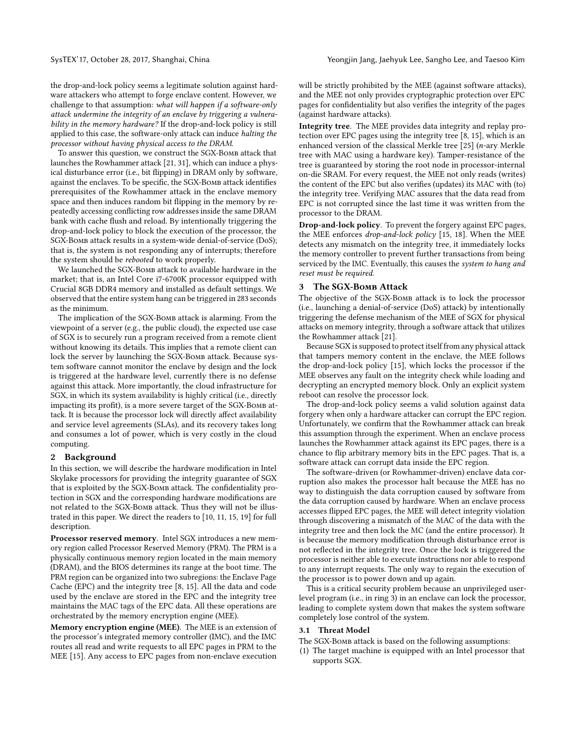the drop-and-lock policy seems a legitimate solution against hardware attackers who attempt to forge enclave content. However, we challenge to that assumption: *what will happen if a software-only attack undermine the integrity of an enclave by triggering a vulnerability in the memory hardware?* If the drop-and-lock policy is still applied to this case, the software-only attack can induce *halting the processor without having physical access to the DRAM*.

To answer this question, we construct the SGX-Bomb attack that launches the Rowhammer attack [21, 31], which can induce a physical disturbance error (i.e., bit flipping) in DRAM only by software, against the enclaves. To be specific, the SGX-Bomb attack identifies prerequisites of the Rowhammer attack in the enclave memory space and then induces random bit flipping in the memory by repeatedly accessing conflicting row addresses inside the same DRAM bank with cache flush and reload. By intentionally triggering the drop-and-lock policy to block the execution of the processor, the SGX-Bomb attack results in a system-wide denial-of-service (DoS); that is, the system is not responding any of interrupts; therefore the system should be *rebooted* to work properly.

We launched the SGX-Bomb attack to available hardware in the market; that is, an Intel Core i7-6700K processor equipped with Crucial 8GB DDR4 memory and installed as default settings. We observed that the entire system hang can be triggered in 283 seconds as the minimum.

The implication of the SGX-Bomb attack is alarming. From the viewpoint of a server (e.g., the public cloud), the expected use case of SGX is to securely run a program received from a remote client without knowing its details. This implies that a remote client can lock the server by launching the SGX-Bomb attack. Because system software cannot monitor the enclave by design and the lock is triggered at the hardware level, currently there is no defense against this attack. More importantly, the cloud infrastructure for SGX, in which its system availability is highly critical (i.e., directly impacting its profit), is a more severe target of the SGX-Bomb attack. It is because the processor lock will directly affect availability and service level agreements (SLAs), and its recovery takes long and consumes a lot of power, which is very costly in the cloud computing.

## 2 Background

In this section, we will describe the hardware modification in Intel Skylake processors for providing the integrity guarantee of SGX that is exploited by the SGX-Bomb attack. The confidentiality protection in SGX and the corresponding hardware modifications are not related to the SGX-Bomb attack. Thus they will not be illustrated in this paper. We direct the readers to [10, 11, 15, 19] for full description.

**Processor reserved memory**. Intel SGX introduces a new memory region called Processor Reserved Memory (PRM). The PRM is a physically continuous memory region located in the main memory (DRAM), and the BIOS determines its range at the boot time. The PRM region can be organized into two subregions: the Enclave Page Cache (EPC) and the integrity tree [8, 15]. All the data and code used by the enclave are stored in the EPC and the integrity tree maintains the MAC tags of the EPC data. All these operations are orchestrated by the memory encryption engine (MEE).

**Memory encryption engine (MEE)**. The MEE is an extension of the processor's integrated memory controller (IMC), and the IMC routes all read and write requests to all EPC pages in PRM to the MEE [15]. Any access to EPC pages from non-enclave execution will be strictly prohibited by the MEE (against software attacks), and the MEE not only provides cryptographic protection over EPC pages for confidentiality but also verifies the integrity of the pages (against hardware attacks).

**Integrity tree**. The MEE provides data integrity and replay protection over EPC pages using the integrity tree [8, 15], which is an enhanced version of the classical Merkle tree [25] ($n$-ary Merkle tree with MAC using a hardware key). Tamper-resistance of the tree is guaranteed by storing the root node in processor-internal on-die SRAM. For every request, the MEE not only reads (writes) the content of the EPC but also verifies (updates) its MAC with (to) the integrity tree. Verifying MAC assures that the data read from EPC is not corrupted since the last time it was written from the processor to the DRAM.

**Drop-and-lock policy**. To prevent the forgery against EPC pages, the MEE enforces *drop-and-lock policy* [15, 18]. When the MEE detects any mismatch on the integrity tree, it immediately locks the memory controller to prevent further transactions from being serviced by the IMC. Eventually, this causes the *system to hang and reset must be required*.

## 3 The SGX-Bomb Attack

The objective of the SGX-Bomb attack is to lock the processor (i.e., launching a denial-of-service (DoS) attack) by intentionally triggering the defense mechanism of the MEE of SGX for physical attacks on memory integrity, through a software attack that utilizes the Rowhammer attack [21].

Because SGX is supposed to protect itself from any physical attack that tampers memory content in the enclave, the MEE follows the drop-and-lock policy [15], which locks the processor if the MEE observes any fault on the integrity check while loading and decrypting an encrypted memory block. Only an explicit system reboot can resolve the processor lock.

The drop-and-lock policy seems a valid solution against data forgery when only a hardware attacker can corrupt the EPC region. Unfortunately, we confirm that the Rowhammer attack can break this assumption through the experiment. When an enclave process launches the Rowhammer attack against its EPC pages, there is a chance to flip arbitrary memory bits in the EPC pages. That is, a software attack can corrupt data inside the EPC region.

The software-driven (or Rowhammer-driven) enclave data corruption also makes the processor halt because the MEE has no way to distinguish the data corruption caused by software from the data corruption caused by hardware. When an enclave process accesses flipped EPC pages, the MEE will detect integrity violation through discovering a mismatch of the MAC of the data with the integrity tree and then lock the MC (and the entire processor). It is because the memory modification through disturbance error is not reflected in the integrity tree. Once the lock is triggered the processor is neither able to execute instructions nor able to respond to any interrupt requests. The only way to regain the execution of the processor is to power down and up again.

This is a critical security problem because an unprivileged user-level program (i.e., in ring 3) in an enclave can lock the processor, leading to complete system down that makes the system software completely lose control of the system.

### 3.1 Threat Model

The SGX-Bomb attack is based on the following assumptions:

(1) The target machine is equipped with an Intel processor that supports SGX.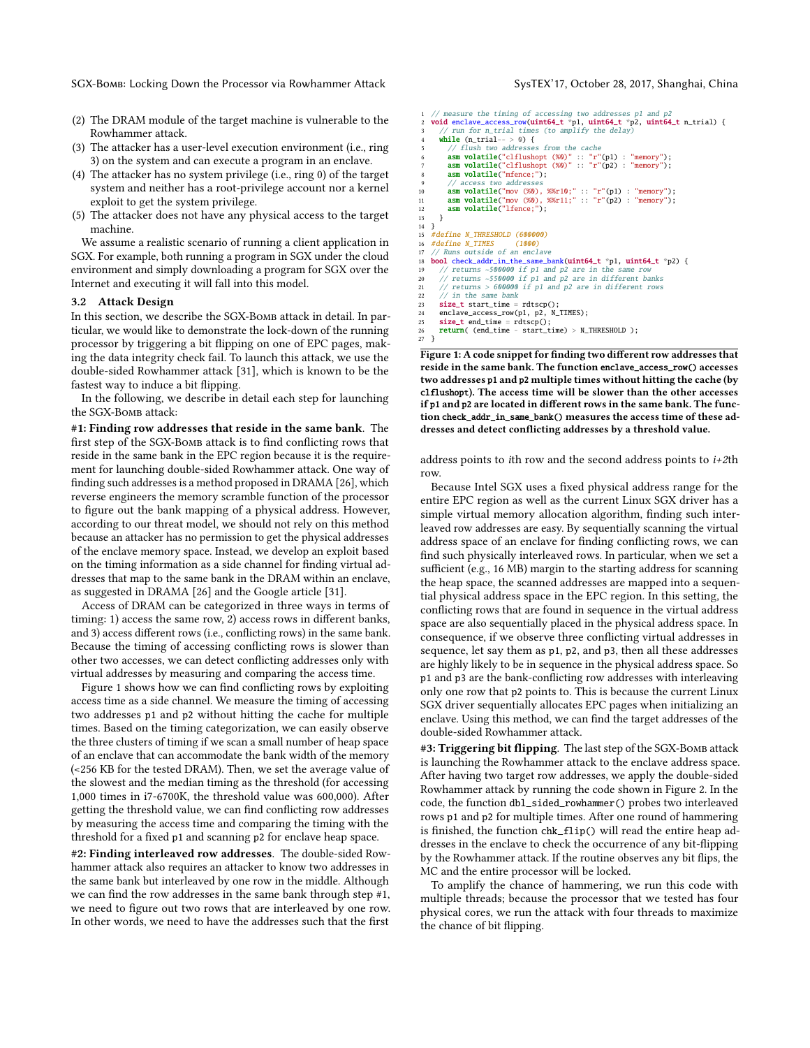(2) The DRAM module of the target machine is vulnerable to the Rowhammer attack.
(3) The attacker has a user-level execution environment (i.e., ring 3) on the system and can execute a program in an enclave.
(4) The attacker has no system privilege (i.e., ring 0) of the target system and neither has a root-privilege account nor a kernel exploit to get the system privilege.
(5) The attacker does not have any physical access to the target machine.

We assume a realistic scenario of running a client application in SGX. For example, both running a program in SGX under the cloud environment and simply downloading a program for SGX over the Internet and executing it will fall into this model.

### 3.2 Attack Design

In this section, we describe the SGX-Bomb attack in detail. In particular, we would like to demonstrate the lock-down of the running processor by triggering a bit flipping on one of EPC pages, making the data integrity check fail. To launch this attack, we use the double-sided Rowhammer attack [31], which is known to be the fastest way to induce a bit flipping.

In the following, we describe in detail each step for launching the SGX-Bomb attack:

**#1: Finding row addresses that reside in the same bank**. The first step of the SGX-Bomb attack is to find conflicting rows that reside in the same bank in the EPC region because it is the requirement for launching double-sided Rowhammer attack. One way of finding such addresses is a method proposed in DRAMA [26], which reverse engineers the memory scramble function of the processor to figure out the bank mapping of a physical address. However, according to our threat model, we should not rely on this method because an attacker has no permission to get the physical addresses of the enclave memory space. Instead, we develop an exploit based on the timing information as a side channel for finding virtual addresses that map to the same bank in the DRAM within an enclave, as suggested in DRAMA [26] and the Google article [31].

Access of DRAM can be categorized in three ways in terms of timing: 1) access the same row, 2) access rows in different banks, and 3) access different rows (i.e., conflicting rows) in the same bank. Because the timing of accessing conflicting rows is slower than other two accesses, we can detect conflicting addresses only with virtual addresses by measuring and comparing the access time.

Figure 1 shows how we can find conflicting rows by exploiting access time as a side channel. We measure the timing of accessing two addresses p1 and p2 without hitting the cache for multiple times. Based on the timing categorization, we can easily observe the three clusters of timing if we scan a small number of heap space of an enclave that can accommodate the bank width of the memory (<256 KB for the tested DRAM). Then, we set the average value of the slowest and the median timing as the threshold (for accessing 1,000 times in i7-6700K, the threshold value was 600,000). After getting the threshold value, we can find conflicting row addresses by measuring the access time and comparing the timing with the threshold for a fixed p1 and scanning p2 for enclave heap space.

**#2: Finding interleaved row addresses**. The double-sided Rowhammer attack also requires an attacker to know two addresses in the same bank but interleaved by one row in the middle. Although we can find the row addresses in the same bank through step #1, we need to figure out two rows that are interleaved by one row. In other words, we need to have the addresses such that the first address points to *i*th row and the second address points to *i*+2th row.

```
1  // measure the timing of accessing two addresses p1 and p2
2  void enclave_access_row(uint64_t *p1, uint64_t *p2, uint64_t n_trial) {
3    // run for n_trial times (to amplify the delay)
4    while (n_trial-- > 0) {
5      // flush two addresses from the cache
6      asm volatile("clflushopt (%0)" :: "r"(p1) : "memory");
7      asm volatile("clflushopt (%0)" :: "r"(p2) : "memory");
8      asm volatile("mfence;");
9      // access two addresses
10     asm volatile("mov (%0), %%r10;" :: "r"(p1) : "memory");
11     asm volatile("mov (%0), %%r11;" :: "r"(p2) : "memory");
12     asm volatile("lfence;");
13   }
14 }
15 #define N_THRESHOLD (600000)
16 #define N_TIMES     (1000)
17 // Runs outside of an enclave
18 bool check_addr_in_the_same_bank(uint64_t *p1, uint64_t *p2) {
19   // returns ~500000 if p1 and p2 are in the same row
20   // returns ~550000 if p1 and p2 are in different banks
21   // returns > 600000 if p1 and p2 are in different rows
22   // in the same bank
23   size_t start_time = rdtscp();
24   enclave_access_row(p1, p2, N_TIMES);
25   size_t end_time = rdtscp();
26   return( (end_time - start_time) > N_THRESHOLD );
27 }
```

**Figure 1: A code snippet for finding two different row addresses that reside in the same bank. The function `enclave_access_row()` accesses two addresses `p1` and `p2` multiple times without hitting the cache (by `clflushopt`). The access time will be slower than the other accesses if `p1` and `p2` are located in different rows in the same bank. The function `check_addr_in_same_bank()` measures the access time of these addresses and detect conflicting addresses by a threshold value.**

Because Intel SGX uses a fixed physical address range for the entire EPC region as well as the current Linux SGX driver has a simple virtual memory allocation algorithm, finding such interleaved row addresses are easy. By sequentially scanning the virtual address space of an enclave for finding conflicting rows, we can find such physically interleaved rows. In particular, when we set a sufficient (e.g., 16 MB) margin to the starting address for scanning the heap space, the scanned addresses are mapped into a sequential physical address space in the EPC region. In this setting, the conflicting rows that are found in sequence in the virtual address space are also sequentially placed in the physical address space. In consequence, if we observe three conflicting virtual addresses in sequence, let say them as p1, p2, and p3, then all these addresses are highly likely to be in sequence in the physical address space. So p1 and p3 are the bank-conflicting row addresses with interleaving only one row that p2 points to. This is because the current Linux SGX driver sequentially allocates EPC pages when initializing an enclave. Using this method, we can find the target addresses of the double-sided Rowhammer attack.

**#3: Triggering bit flipping**. The last step of the SGX-Bomb attack is launching the Rowhammer attack to the enclave address space. After having two target row addresses, we apply the double-sided Rowhammer attack by running the code shown in Figure 2. In the code, the function `dbl_sided_rowhammer()` probes two interleaved rows p1 and p2 for multiple times. After one round of hammering is finished, the function `chk_flip()` will read the entire heap addresses in the enclave to check the occurrence of any bit-flipping by the Rowhammer attack. If the routine observes any bit flips, the MC and the entire processor will be locked.

To amplify the chance of hammering, we run this code with multiple threads; because the processor that we tested has four physical cores, we run the attack with four threads to maximize the chance of bit flipping.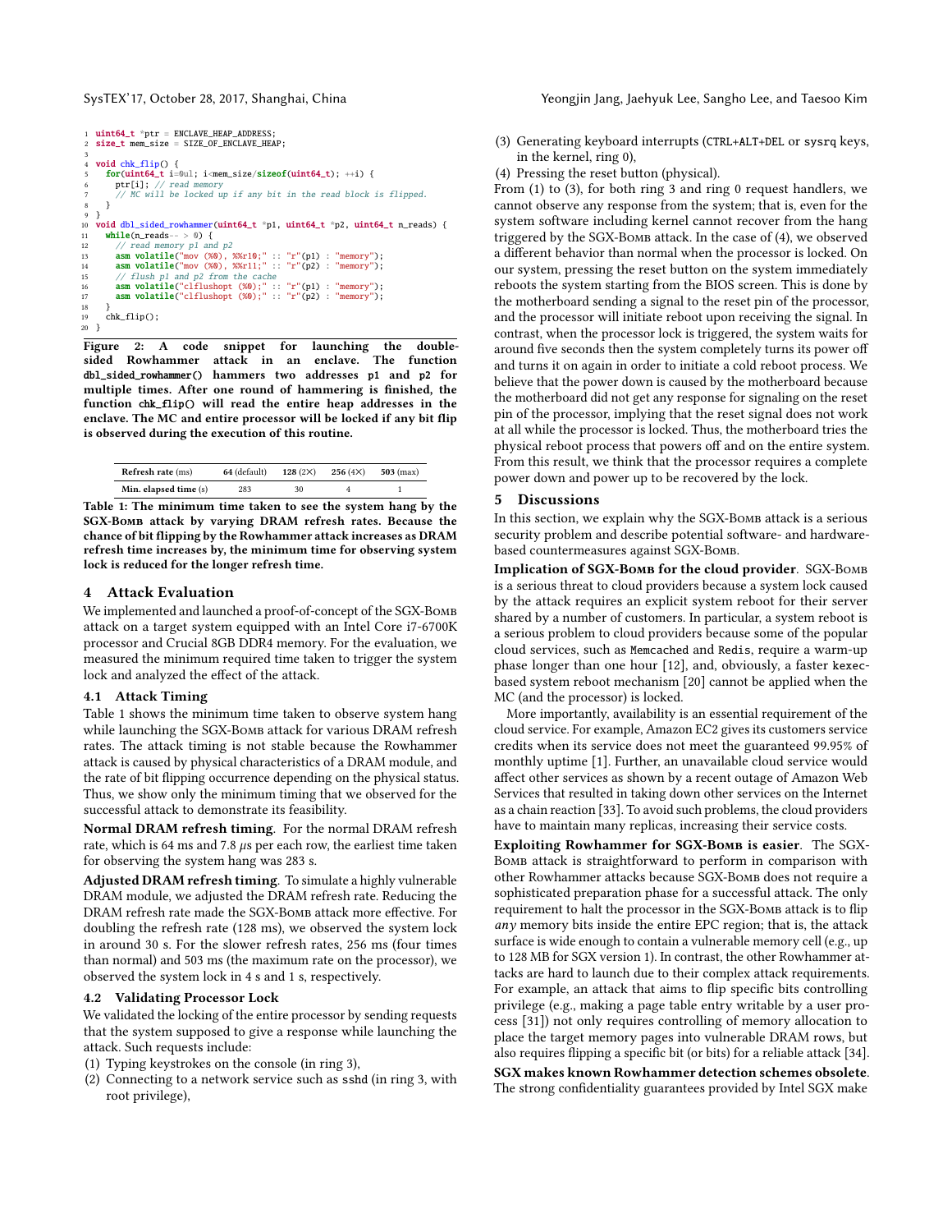```c
uint64_t *ptr = ENCLAVE_HEAP_ADDRESS;
size_t mem_size = SIZE_OF_ENCLAVE_HEAP;

void chk_flip() {
  for(uint64_t i=0ul; i<mem_size/sizeof(uint64_t); ++i) {
    ptr[i]; // read memory
    // MC will be locked up if any bit in the read block is flipped.
  }
}
void dbl_sided_rowhammer(uint64_t *p1, uint64_t *p2, uint64_t n_reads) {
  while(n_reads-- > 0) {
    // read memory p1 and p2
    asm volatile("mov (%0), %%r10;" :: "r"(p1) : "memory");
    asm volatile("mov (%0), %%r11;" :: "r"(p2) : "memory");
    // flush p1 and p2 from the cache
    asm volatile("clflushopt (%0);" :: "r"(p1) : "memory");
    asm volatile("clflushopt (%0);" :: "r"(p2) : "memory");
  }
  chk_flip();
}
```

**Figure 2: A code snippet for launching the double-sided Rowhammer attack in an enclave. The function `dbl_sided_rowhammer()` hammers two addresses `p1` and `p2` for multiple times. After one round of hammering is finished, the function `chk_flip()` will read the entire heap addresses in the enclave. The MC and entire processor will be locked if any bit flip is observed during the execution of this routine.**

| Refresh rate (ms) | 64 (default) | 128 (2×) | 256 (4×) | 503 (max) |
|---|---|---|---|---|
| Min. elapsed time (s) | 283 | 30 | 4 | 1 |

**Table 1: The minimum time taken to see the system hang by the SGX-Bomb attack by varying DRAM refresh rates. Because the chance of bit flipping by the Rowhammer attack increases as DRAM refresh time increases by, the minimum time for observing system lock is reduced for the longer refresh time.**

## 4 Attack Evaluation

We implemented and launched a proof-of-concept of the SGX-Bomb attack on a target system equipped with an Intel Core i7-6700K processor and Crucial 8GB DDR4 memory. For the evaluation, we measured the minimum required time taken to trigger the system lock and analyzed the effect of the attack.

### 4.1 Attack Timing

Table 1 shows the minimum time taken to observe system hang while launching the SGX-Bomb attack for various DRAM refresh rates. The attack timing is not stable because the Rowhammer attack is caused by physical characteristics of a DRAM module, and the rate of bit flipping occurrence depending on the physical status. Thus, we show only the minimum timing that we observed for the successful attack to demonstrate its feasibility.

**Normal DRAM refresh timing.** For the normal DRAM refresh rate, which is 64 ms and 7.8 $\mu$s per each row, the earliest time taken for observing the system hang was 283 s.

**Adjusted DRAM refresh timing.** To simulate a highly vulnerable DRAM module, we adjusted the DRAM refresh rate. Reducing the DRAM refresh rate made the SGX-Bomb attack more effective. For doubling the refresh rate (128 ms), we observed the system lock in around 30 s. For the slower refresh rates, 256 ms (four times than normal) and 503 ms (the maximum rate on the processor), we observed the system lock in 4 s and 1 s, respectively.

### 4.2 Validating Processor Lock

We validated the locking of the entire processor by sending requests that the system supposed to give a response while launching the attack. Such requests include:

1. Typing keystrokes on the console (in ring 3),
2. Connecting to a network service such as `sshd` (in ring 3, with root privilege),
3. Generating keyboard interrupts (`CTRL+ALT+DEL` or `sysrq` keys, in the kernel, ring 0),
4. Pressing the reset button (physical).

From (1) to (3), for both ring 3 and ring 0 request handlers, we cannot observe any response from the system; that is, even for the system software including kernel cannot recover from the hang triggered by the SGX-Bomb attack. In the case of (4), we observed a different behavior than normal when the processor is locked. On our system, pressing the reset button on the system immediately reboots the system starting from the BIOS screen. This is done by the motherboard sending a signal to the reset pin of the processor, and the processor will initiate reboot upon receiving the signal. In contrast, when the processor lock is triggered, the system waits for around five seconds then the system completely turns its power off and turns it on again in order to initiate a cold reboot process. We believe that the power down is caused by the motherboard because the motherboard did not get any response for signaling on the reset pin of the processor, implying that the reset signal does not work at all while the processor is locked. Thus, the motherboard tries the physical reboot process that powers off and on the entire system. From this result, we think that the processor requires a complete power down and power up to be recovered by the lock.

## 5 Discussions

In this section, we explain why the SGX-Bomb attack is a serious security problem and describe potential software- and hardware-based countermeasures against SGX-Bomb.

**Implication of SGX-Bomb for the cloud provider.** SGX-Bomb is a serious threat to cloud providers because a system lock caused by the attack requires an explicit system reboot for their server shared by a number of customers. In particular, a system reboot is a serious problem to cloud providers because some of the popular cloud services, such as `Memcached` and `Redis`, require a warm-up phase longer than one hour [12], and, obviously, a faster `kexec`-based system reboot mechanism [20] cannot be applied when the MC (and the processor) is locked.

More importantly, availability is an essential requirement of the cloud service. For example, Amazon EC2 gives its customers service credits when its service does not meet the guaranteed 99.95% of monthly uptime [1]. Further, an unavailable cloud service would affect other services as shown by a recent outage of Amazon Web Services that resulted in taking down other services on the Internet as a chain reaction [33]. To avoid such problems, the cloud providers have to maintain many replicas, increasing their service costs.

**Exploiting Rowhammer for SGX-Bomb is easier.** The SGX-Bomb attack is straightforward to perform in comparison with other Rowhammer attacks because SGX-Bomb does not require a sophisticated preparation phase for a successful attack. The only requirement to halt the processor in the SGX-Bomb attack is to flip *any* memory bits inside the entire EPC region; that is, the attack surface is wide enough to contain a vulnerable memory cell (e.g., up to 128 MB for SGX version 1). In contrast, the other Rowhammer attacks are hard to launch due to their complex attack requirements. For example, an attack that aims to flip specific bits controlling privilege (e.g., making a page table entry writable by a user process [31]) not only requires controlling of memory allocation to place the target memory pages into vulnerable DRAM rows, but also requires flipping a specific bit (or bits) for a reliable attack [34].

**SGX makes known Rowhammer detection schemes obsolete.** The strong confidentiality guarantees provided by Intel SGX make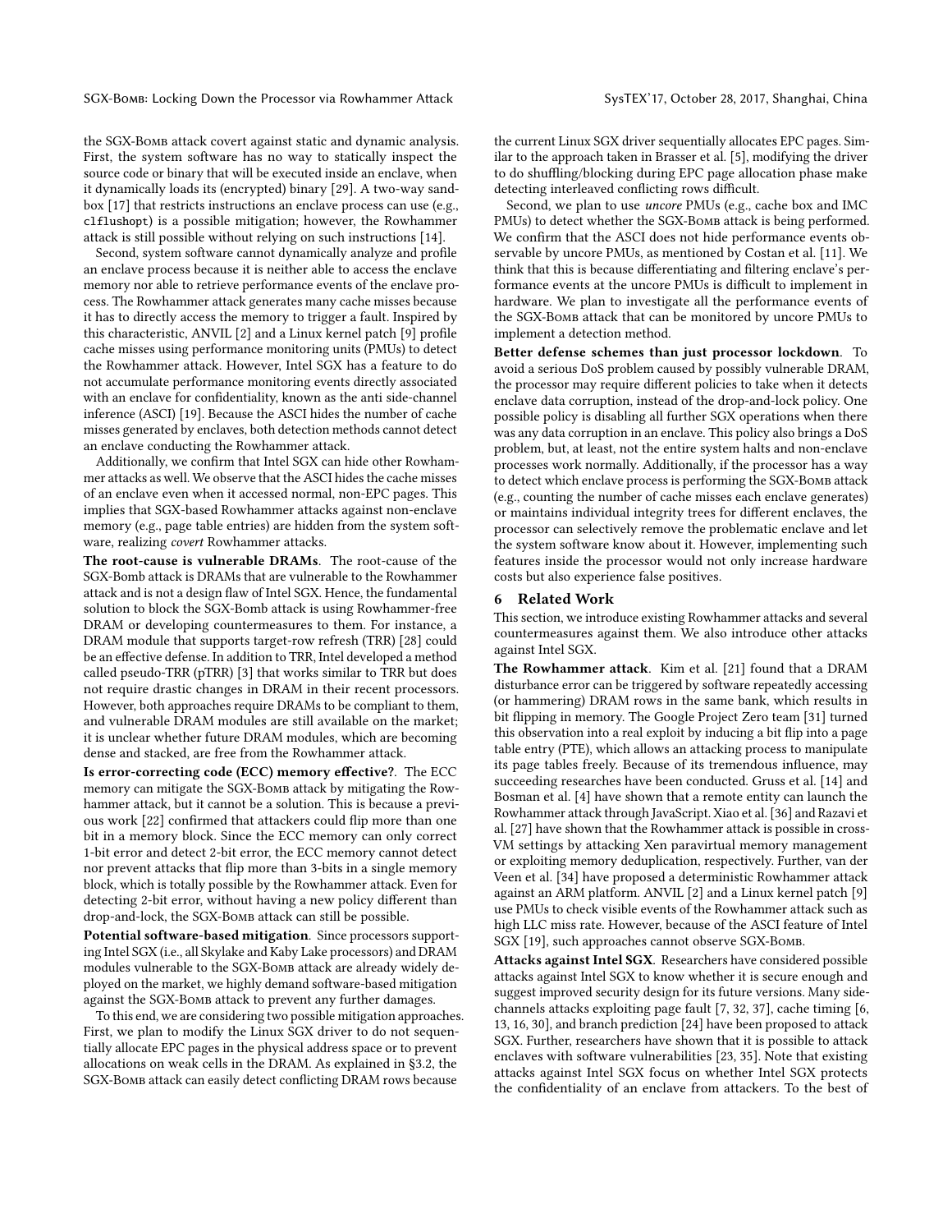the SGX-Bomb attack covert against static and dynamic analysis. First, the system software has no way to statically inspect the source code or binary that will be executed inside an enclave, when it dynamically loads its (encrypted) binary [29]. A two-way sandbox [17] that restricts instructions an enclave process can use (e.g., `clflushopt`) is a possible mitigation; however, the Rowhammer attack is still possible without relying on such instructions [14].

Second, system software cannot dynamically analyze and profile an enclave process because it is neither able to access the enclave memory nor able to retrieve performance events of the enclave process. The Rowhammer attack generates many cache misses because it has to directly access the memory to trigger a fault. Inspired by this characteristic, ANVIL [2] and a Linux kernel patch [9] profile cache misses using performance monitoring units (PMUs) to detect the Rowhammer attack. However, Intel SGX has a feature to do not accumulate performance monitoring events directly associated with an enclave for confidentiality, known as the anti side-channel inference (ASCI) [19]. Because the ASCI hides the number of cache misses generated by enclaves, both detection methods cannot detect an enclave conducting the Rowhammer attack.

Additionally, we confirm that Intel SGX can hide other Rowhammer attacks as well. We observe that the ASCI hides the cache misses of an enclave even when it accessed normal, non-EPC pages. This implies that SGX-based Rowhammer attacks against non-enclave memory (e.g., page table entries) are hidden from the system software, realizing *covert* Rowhammer attacks.

**The root-cause is vulnerable DRAMs**. The root-cause of the SGX-Bomb attack is DRAMs that are vulnerable to the Rowhammer attack and is not a design flaw of Intel SGX. Hence, the fundamental solution to block the SGX-Bomb attack is using Rowhammer-free DRAM or developing countermeasures to them. For instance, a DRAM module that supports target-row refresh (TRR) [28] could be an effective defense. In addition to TRR, Intel developed a method called pseudo-TRR (pTRR) [3] that works similar to TRR but does not require drastic changes in DRAM in their recent processors. However, both approaches require DRAMs to be compliant to them, and vulnerable DRAM modules are still available on the market; it is unclear whether future DRAM modules, which are becoming dense and stacked, are free from the Rowhammer attack.

**Is error-correcting code (ECC) memory effective?**. The ECC memory can mitigate the SGX-Bomb attack by mitigating the Rowhammer attack, but it cannot be a solution. This is because a previous work [22] confirmed that attackers could flip more than one bit in a memory block. Since the ECC memory can only correct 1-bit error and detect 2-bit error, the ECC memory cannot detect nor prevent attacks that flip more than 3-bits in a single memory block, which is totally possible by the Rowhammer attack. Even for detecting 2-bit error, without having a new policy different than drop-and-lock, the SGX-Bomb attack can still be possible.

**Potential software-based mitigation**. Since processors supporting Intel SGX (i.e., all Skylake and Kaby Lake processors) and DRAM modules vulnerable to the SGX-Bomb attack are already widely deployed on the market, we highly demand software-based mitigation against the SGX-Bomb attack to prevent any further damages.

To this end, we are considering two possible mitigation approaches. First, we plan to modify the Linux SGX driver to do not sequentially allocate EPC pages in the physical address space or to prevent allocations on weak cells in the DRAM. As explained in §3.2, the SGX-Bomb attack can easily detect conflicting DRAM rows because the current Linux SGX driver sequentially allocates EPC pages. Similar to the approach taken in Brasser et al. [5], modifying the driver to do shuffling/blocking during EPC page allocation phase make detecting interleaved conflicting rows difficult.

Second, we plan to use *uncore* PMUs (e.g., cache box and IMC PMUs) to detect whether the SGX-Bomb attack is being performed. We confirm that the ASCI does not hide performance events observable by uncore PMUs, as mentioned by Costan et al. [11]. We think that this is because differentiating and filtering enclave's performance events at the uncore PMUs is difficult to implement in hardware. We plan to investigate all the performance events of the SGX-Bomb attack that can be monitored by uncore PMUs to implement a detection method.

**Better defense schemes than just processor lockdown**. To avoid a serious DoS problem caused by possibly vulnerable DRAM, the processor may require different policies to take when it detects enclave data corruption, instead of the drop-and-lock policy. One possible policy is disabling all further SGX operations when there was any data corruption in an enclave. This policy also brings a DoS problem, but, at least, not the entire system halts and non-enclave processes work normally. Additionally, if the processor has a way to detect which enclave process is performing the SGX-Bomb attack (e.g., counting the number of cache misses each enclave generates) or maintains individual integrity trees for different enclaves, the processor can selectively remove the problematic enclave and let the system software know about it. However, implementing such features inside the processor would not only increase hardware costs but also experience false positives.

## 6 Related Work

This section, we introduce existing Rowhammer attacks and several countermeasures against them. We also introduce other attacks against Intel SGX.

**The Rowhammer attack**. Kim et al. [21] found that a DRAM disturbance error can be triggered by software repeatedly accessing (or hammering) DRAM rows in the same bank, which results in bit flipping in memory. The Google Project Zero team [31] turned this observation into a real exploit by inducing a bit flip into a page table entry (PTE), which allows an attacking process to manipulate its page tables freely. Because of its tremendous influence, may succeeding researches have been conducted. Gruss et al. [14] and Bosman et al. [4] have shown that a remote entity can launch the Rowhammer attack through JavaScript. Xiao et al. [36] and Razavi et al. [27] have shown that the Rowhammer attack is possible in cross-VM settings by attacking Xen paravirtual memory management or exploiting memory deduplication, respectively. Further, van der Veen et al. [34] have proposed a deterministic Rowhammer attack against an ARM platform. ANVIL [2] and a Linux kernel patch [9] use PMUs to check visible events of the Rowhammer attack such as high LLC miss rate. However, because of the ASCI feature of Intel SGX [19], such approaches cannot observe SGX-Bomb.

**Attacks against Intel SGX**. Researchers have considered possible attacks against Intel SGX to know whether it is secure enough and suggest improved security design for its future versions. Many side-channels attacks exploiting page fault [7, 32, 37], cache timing [6, 13, 16, 30], and branch prediction [24] have been proposed to attack SGX. Further, researchers have shown that it is possible to attack enclaves with software vulnerabilities [23, 35]. Note that existing attacks against Intel SGX focus on whether Intel SGX protects the confidentiality of an enclave from attackers. To the best of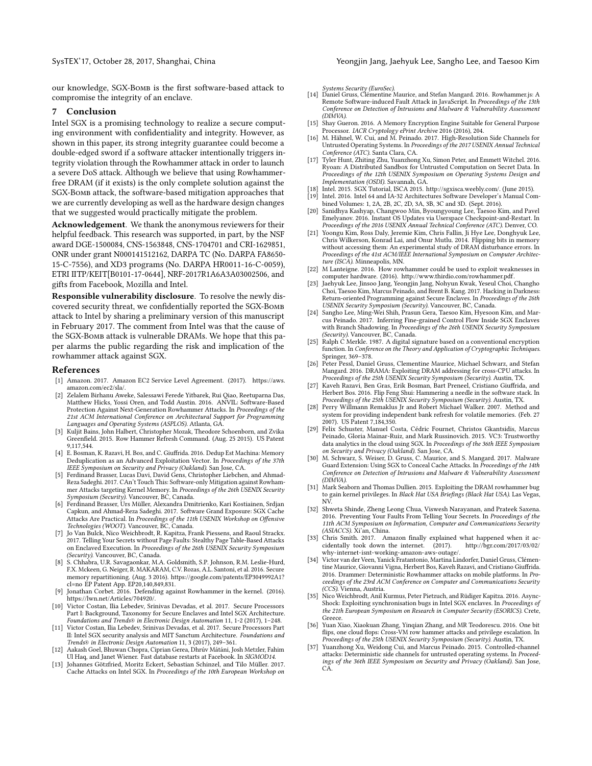our knowledge, SGX-Bomb is the first software-based attack to compromise the integrity of an enclave.

## 7 Conclusion

Intel SGX is a promising technology to realize a secure computing environment with confidentiality and integrity. However, as shown in this paper, its strong integrity guarantee could become a double-edged sword if a software attacker intentionally triggers integrity violation through the Rowhammer attack in order to launch a severe DoS attack. Although we believe that using Rowhammer-free DRAM (if it exists) is the only complete solution against the SGX-Bomb attack, the software-based mitigation approaches that we are currently developing as well as the hardware design changes that we suggested would practically mitigate the problem.

**Acknowledgement**. We thank the anonymous reviewers for their helpful feedback. This research was supported, in part, by the NSF award DGE-1500084, CNS-1563848, CNS-1704701 and CRI-1629851, ONR under grant N000141512162, DARPA TC (No. DARPA FA8650-15-C-7556), and XD3 programs (No. DARPA HR0011-16-C-0059), ETRI IITP/KEIT[B0101-17-0644], NRF-2017R1A6A3A03002506, and gifts from Facebook, Mozilla and Intel.

**Responsible vulnerability disclosure**. To resolve the newly discovered security threat, we confidentially reported the SGX-Bomb attack to Intel by sharing a preliminary version of this manuscript in February 2017. The comment from Intel was that the cause of the SGX-Bomb attack is vulnerable DRAMs. We hope that this paper alarms the public regarding the risk and implication of the rowhammer attack against SGX.

## References

- [1] Amazon. 2017. Amazon EC2 Service Level Agreement. (2017). https://aws.amazon.com/ec2/sla/.
- [2] Zelalem Birhanu Aweke, Salessawi Ferede Yitbarek, Rui Qiao, Reetuparna Das, Matthew Hicks, Yossi Oren, and Todd Austin. 2016. ANVIL: Software-Based Protection Against Next-Generation Rowhammer Attacks. In *Proceedings of the 21st ACM International Conference on Architectural Support for Programming Languages and Operating Systems (ASPLOS)*. Atlanta, GA.
- [3] Kuljit Bains, John Halbert, Christopher Mozak, Theodore Schoenborn, and Zvika Greenfield. 2015. Row Hammer Refresh Command. (Aug. 25 2015). US Patent 9,117,544.
- [4] E. Bosman, K. Razavi, H. Bos, and C. Giuffrida. 2016. Dedup Est Machina: Memory Deduplication as an Advanced Exploitation Vector. In *Proceedings of the 37th IEEE Symposium on Security and Privacy (Oakland)*. San Jose, CA.
- [5] Ferdinand Brasser, Lucas Davi, David Gens, Christopher Liebchen, and Ahmad-Reza Sadeghi. 2017. CAn't Touch This: Software-only Mitigation against Rowhammer Attacks targeting Kernel Memory. In *Proceedings of the 26th USENIX Security Symposium (Security)*. Vancouver, BC, Canada.
- [6] Ferdinand Brasser, Urs Müller, Alexandra Dmitrienko, Kari Kostiainen, Srdjan Capkun, and Ahmad-Reza Sadeghi. 2017. Software Grand Exposure: SGX Cache Attacks Are Practical. In *Proceedings of the 11th USENIX Workshop on Offensive Technologies (WOOT)*. Vancouver, BC, Canada.
- [7] Jo Van Bulck, Nico Weichbrodt, R. Kapitza, Frank Piessens, and Raoul Strackx. 2017. Telling Your Secrets without Page Faults: Stealthy Page Table-Based Attacks on Enclaved Execution. In *Proceedings of the 26th USENIX Security Symposium (Security)*. Vancouver, BC, Canada.
- [8] S. Chhabra, U.R. Savagaonkar, M.A. Goldsmith, S.P. Johnson, R.M. Leslie-Hurd, F.X. Mckeen, G. Neiger, R. MAKARAM, C.V. Rozas, A.L. Santoni, et al. 2016. Secure memory repartitioning. (Aug. 3 2016). https://google.com/patents/EP3049992A1?cl=no EP Patent App. EP20,140,849,831.
- [9] Jonathan Corbet. 2016. Defending against Rowhammer in the kernel. (2016). https://lwn.net/Articles/704920/.
- [10] Victor Costan, Ilia Lebedev, Srinivas Devadas, et al. 2017. Secure Processors Part I: Background, Taxonomy for Secure Enclaves and Intel SGX Architecture. *Foundations and Trends® in Electronic Design Automation* 11, 1-2 (2017), 1–248.
- [11] Victor Costan, Ilia Lebedev, Srinivas Devadas, et al. 2017. Secure Processors Part II: Intel SGX security analysis and MIT Sanctum Architecture. *Foundations and Trends® in Electronic Design Automation* 11, 3 (2017), 249–361.
- [12] Aakash Goel, Bhuwan Chopra, Ciprian Gerea, Dhrúv Mátáni, Josh Metzler, Fahim Ul Haq, and Janet Wiener. Fast database restarts at Facebook. In *SIGMOD14*.
- [13] Johannes Götzfried, Moritz Eckert, Sebastian Schinzel, and Tilo Müller. 2017. Cache Attacks on Intel SGX. In *Proceedings of the 10th European Workshop on Systems Security (EuroSec)*.
- [14] Daniel Gruss, Clémentine Maurice, and Stefan Mangard. 2016. Rowhammer.js: A Remote Software-induced Fault Attack in JavaScript. In *Proceedings of the 13th Conference on Detection of Intrusions and Malware & Vulnerability Assessment (DIMVA)*.
- [15] Shay Gueron. 2016. A Memory Encryption Engine Suitable for General Purpose Processor. *IACR Cryptology ePrint Archive* 2016 (2016), 204.
- [16] M. Hähnel, W. Cui, and M. Peinado. 2017. High-Resolution Side Channels for Untrusted Operating Systems. In *Proceedings of the 2017 USENIX Annual Technical Conference (ATC)*. Santa Clara, CA.
- [17] Tyler Hunt, Zhiting Zhu, Yuanzhong Xu, Simon Peter, and Emmett Witchel. 2016. Ryoan: A Distributed Sandbox for Untrusted Computation on Secret Data. In *Proceedings of the 12th USENIX Symposium on Operating Systems Design and Implementation (OSDI)*. Savannah, GA.
- [18] Intel. 2015. SGX Tutorial, ISCA 2015. http://sgxisca.weebly.com/. (June 2015).
- [19] Intel. 2016. Intel 64 and IA-32 Architectures Software Developer's Manual Combined Volumes: 1, 2A, 2B, 2C, 2D, 3A, 3B, 3C and 3D. (Sept. 2016).
- [20] Sanidhya Kashyap, Changwoo Min, Byoungyoung Lee, Taesoo Kim, and Pavel Emelyanov. 2016. Instant OS Updates via Userspace Checkpoint-and-Restart. In *Proceedings of the 2016 USENIX Annual Technical Conference (ATC)*. Denver, CO.
- [21] Yoongu Kim, Ross Daly, Jeremie Kim, Chris Fallin, Ji Hye Lee, Donghyuk Lee, Chris Wilkerson, Konrad Lai, and Onur Mutlu. 2014. Flipping bits in memory without accessing them: An experimental study of DRAM disturbance errors. In *Proceedings of the 41st ACM/IEEE International Symposium on Computer Architecture (ISCA)*. Minneapolis, MN.
- [22] M Lanteigne. 2016. How rowhammer could be used to exploit weaknesses in computer hardware. (2016). http://www.thirdio.com/rowhammer.pdf.
- [23] Jaehyuk Lee, Jinsoo Jang, Yeongjin Jang, Nohyun Kwak, Yeseul Choi, Changho Choi, Taesoo Kim, Marcus Peinado, and Brent B. Kang. 2017. Hacking in Darkness: Return-oriented Programming against Secure Enclaves. In *Proceedings of the 26th USENIX Security Symposium (Security)*. Vancouver, BC, Canada.
- [24] Sangho Lee, Ming-Wei Shih, Prasun Gera, Taesoo Kim, Hyesoon Kim, and Marcus Peinado. 2017. Inferring Fine-grained Control Flow Inside SGX Enclaves with Branch Shadowing. In *Proceedings of the 26th USENIX Security Symposium (Security)*. Vancouver, BC, Canada.
- [25] Ralph C Merkle. 1987. A digital signature based on a conventional encryption function. In *Conference on the Theory and Application of Cryptographic Techniques*. Springer, 369–378.
- [26] Peter Pessl, Daniel Gruss, Clementine Maurice, Michael Schwarz, and Stefan Mangard. 2016. DRAMA: Exploiting DRAM addressing for cross-CPU attacks. In *Proceedings of the 25th USENIX Security Symposium (Security)*. Austin, TX.
- [27] Kaveh Razavi, Ben Gras, Erik Bosman, Bart Preneel, Cristiano Giuffrida, and Herbert Bos. 2016. Flip Feng Shui: Hammering a needle in the software stack. In *Proceedings of the 25th USENIX Security Symposium (Security)*. Austin, TX.
- [28] Perry Willmann Remaklus Jr and Robert Michael Walker. 2007. Method and system for providing independent bank refresh for volatile memories. (Feb. 27 2007). US Patent 7,184,350.
- [29] Felix Schuster, Manuel Costa, Cédric Fournet, Christos Gkantsidis, Marcus Peinado, Gloria Mainar-Ruiz, and Mark Russinovich. 2015. VC3: Trustworthy data analytics in the cloud using SGX. In *Proceedings of the 36th IEEE Symposium on Security and Privacy (Oakland)*. San Jose, CA.
- [30] M. Schwarz, S. Weiser, D. Gruss, C. Maurice, and S. Mangard. 2017. Malware Guard Extension: Using SGX to Conceal Cache Attacks. In *Proceedings of the 14th Conference on Detection of Intrusions and Malware & Vulnerability Assessment (DIMVA)*.
- [31] Mark Seaborn and Thomas Dullien. 2015. Exploiting the DRAM rowhammer bug to gain kernel privileges. In *Black Hat USA Briefings (Black Hat USA)*. Las Vegas, NV.
- [32] Shweta Shinde, Zheng Leong Chua, Viswesh Narayanan, and Prateek Saxena. 2016. Preventing Your Faults From Telling Your Secrets. In *Proceedings of the 11th ACM Symposium on Information, Computer and Communications Security (ASIACCS)*. Xi'an, China.
- [33] Chris Smith. 2017. Amazon finally explained what happened when it accidentally took down the internet. (2017). http://bgr.com/2017/03/02/why-internet-isnt-working-amazon-aws-outage/.
- [34] Victor van der Veen, Yanick Fratantonio, Martina Lindorfer, Daniel Gruss, Clémentine Maurice, Giovanni Vigna, Herbert Bos, Kaveh Razavi, and Cristiano Giuffrida. 2016. Drammer: Deterministic Rowhammer attacks on mobile platforms. In *Proceedings of the 23rd ACM Conference on Computer and Communications Security (CCS)*. Vienna, Austria.
- [35] Nico Weichbrodt, Anil Kurmus, Peter Pietzuch, and Rüdiger Kapitza. 2016. AsyncShock: Exploiting synchronisation bugs in Intel SGX enclaves. In *Proceedings of the 21th European Symposium on Research in Computer Security (ESORICS)*. Crete, Greece.
- [36] Yuan Xiao, Xiaokuan Zhang, Yinqian Zhang, and MR Teodorescu. 2016. One bit flips, one cloud flops: Cross-VM row hammer attacks and privilege escalation. In *Proceedings of the 25th USENIX Security Symposium (Security)*. Austin, TX.
- [37] Yuanzhong Xu, Weidong Cui, and Marcus Peinado. 2015. Controlled-channel attacks: Deterministic side channels for untrusted operating systems. In *Proceedings of the 36th IEEE Symposium on Security and Privacy (Oakland)*. San Jose, CA.